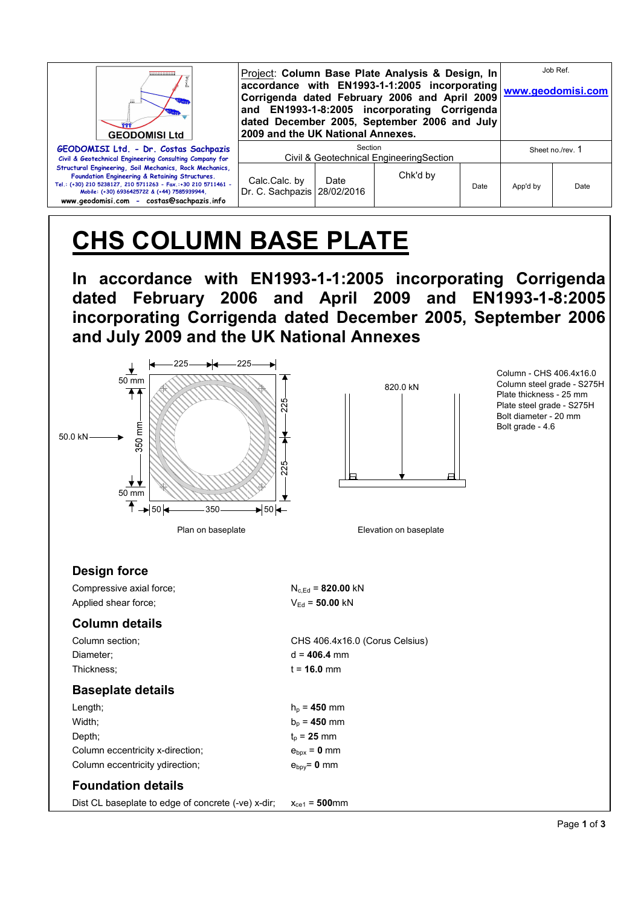| GEODOMISI Ltd | Project: **Column Base Plate Analysis & Design, In accordance with EN1993-1-1:2005 incorporating Corrigenda dated February 2006 and April 2009 and EN1993-1-8:2005 incorporating Corrigenda dated December 2005, September 2006 and July 2009 and the UK National Annexes.** | | | | Job Ref. www.geodomisi.com | |
|---|---|---|---|---|---|---|
| **GEODOMISI Ltd. - Dr. Costas Sachpazis** Civil & Geotechnical Engineering Consulting Company for Structural Engineering, Soil Mechanics, Rock Mechanics, Foundation Engineering & Retaining Structures. Tel.: (+30) 210 5238127, 210 5711263 - Fax.:+30 210 5711461 - Mobile: (+30) 6936425722 & (+44) 7585939944, www.geodomisi.com - costas@sachpazis.info | Section: Civil & Geotechnical EngineeringSection | | | | Sheet no./rev. 1 | |
| | Calc.Calc. by Dr. C. Sachpazis | Date 28/02/2016 | Chk'd by | Date | App'd by | Date |

# CHS COLUMN BASE PLATE

## In accordance with EN1993-1-1:2005 incorporating Corrigenda dated February 2006 and April 2009 and EN1993-1-8:2005 incorporating Corrigenda dated December 2005, September 2006 and July 2009 and the UK National Annexes

Column - CHS 406.4x16.0
Column steel grade - S275H
Plate thickness - 25 mm
Plate steel grade - S275H
Bolt diameter - 20 mm
Bolt grade - 4.6

Plan on baseplate (50.0 kN; 225, 225; 50 mm, 350 mm, 50 mm; 50, 350, 50)

Elevation on baseplate (820.0 kN)

### Design force

| | |
|---|---|
| Compressive axial force; | $N_{c,Ed}$ = **820.00** kN |
| Applied shear force; | $V_{Ed}$ = **50.00** kN |

### Column details

| | |
|---|---|
| Column section; | CHS 406.4x16.0 (Corus Celsius) |
| Diameter; | d = **406.4** mm |
| Thickness; | t = **16.0** mm |

### Baseplate details

| | |
|---|---|
| Length; | $h_p$ = **450** mm |
| Width; | $b_p$ = **450** mm |
| Depth; | $t_p$ = **25** mm |
| Column eccentricity x-direction; | $e_{bpx}$ = **0** mm |
| Column eccentricity ydirection; | $e_{bpy}$= **0** mm |

### Foundation details

| | |
|---|---|
| Dist CL baseplate to edge of concrete (-ve) x-dir; | $x_{ce1}$ = **500**mm |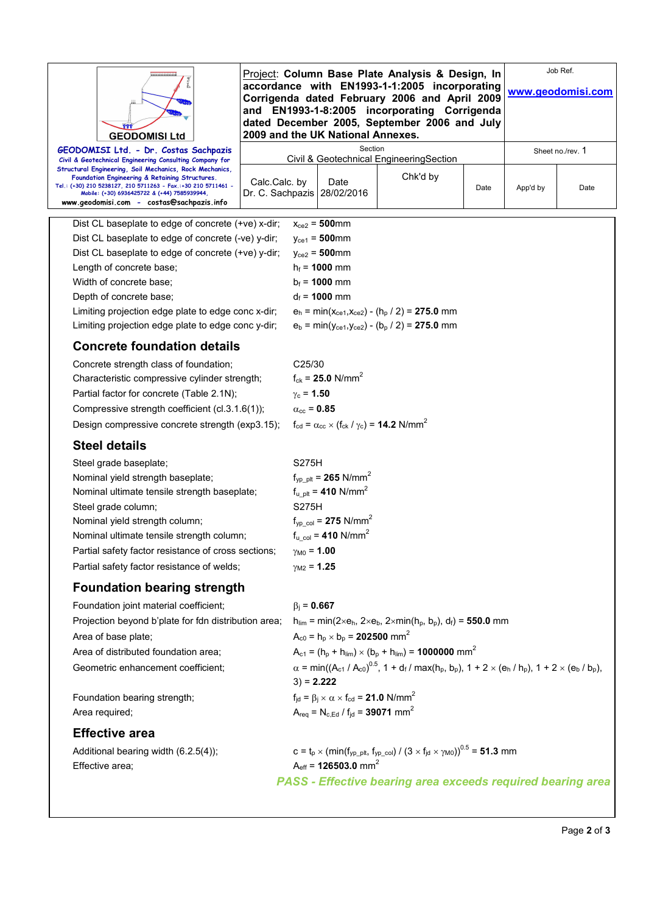| | |
|---|---|
| Dist CL baseplate to edge of concrete (+ve) x-dir; | $x_{ce2}$ = **500**mm |
| Dist CL baseplate to edge of concrete (-ve) y-dir; | $y_{ce1}$ = **500**mm |
| Dist CL baseplate to edge of concrete (+ve) y-dir; | $y_{ce2}$ = **500**mm |
| Length of concrete base; | $h_f$ = **1000** mm |
| Width of concrete base; | $b_f$ = **1000** mm |
| Depth of concrete base; | $d_f$ = **1000** mm |
| Limiting projection edge plate to edge conc x-dir; | $e_h = \min(x_{ce1}, x_{ce2}) - (h_p / 2)$ = **275.0** mm |
| Limiting projection edge plate to edge conc y-dir; | $e_b = \min(y_{ce1}, y_{ce2}) - (b_p / 2)$ = **275.0** mm |

## Concrete foundation details

| | |
|---|---|
| Concrete strength class of foundation; | C25/30 |
| Characteristic compressive cylinder strength; | $f_{ck}$ = **25.0** N/mm$^2$ |
| Partial factor for concrete (Table 2.1N); | $\gamma_c$ = **1.50** |
| Compressive strength coefficient (cl.3.1.6(1)); | $\alpha_{cc}$ = **0.85** |
| Design compressive concrete strength (exp3.15); | $f_{cd} = \alpha_{cc} \times (f_{ck} / \gamma_c)$ = **14.2** N/mm$^2$ |

## Steel details

| | |
|---|---|
| Steel grade baseplate; | S275H |
| Nominal yield strength baseplate; | $f_{yp\_plt}$ = **265** N/mm$^2$ |
| Nominal ultimate tensile strength baseplate; | $f_{u\_plt}$ = **410** N/mm$^2$ |
| Steel grade column; | S275H |
| Nominal yield strength column; | $f_{yp\_col}$ = **275** N/mm$^2$ |
| Nominal ultimate tensile strength column; | $f_{u\_col}$ = **410** N/mm$^2$ |
| Partial safety factor resistance of cross sections; | $\gamma_{M0}$ = **1.00** |
| Partial safety factor resistance of welds; | $\gamma_{M2}$ = **1.25** |

## Foundation bearing strength

| | |
|---|---|
| Foundation joint material coefficient; | $\beta_j$ = **0.667** |
| Projection beyond b'plate for fdn distribution area; | $h_{lim} = \min(2 \times e_h, 2 \times e_b, 2 \times \min(h_p, b_p), d_f)$ = **550.0** mm |
| Area of base plate; | $A_{c0} = h_p \times b_p$ = **202500** mm$^2$ |
| Area of distributed foundation area; | $A_{c1} = (h_p + h_{lim}) \times (b_p + h_{lim})$ = **1000000** mm$^2$ |
| Geometric enhancement coefficient; | $\alpha = \min((A_{c1} / A_{c0})^{0.5}, 1 + d_f / \max(h_p, b_p), 1 + 2 \times (e_h / h_p), 1 + 2 \times (e_b / b_p), 3)$ = **2.222** |
| Foundation bearing strength; | $f_{jd} = \beta_j \times \alpha \times f_{cd}$ = **21.0** N/mm$^2$ |
| Area required; | $A_{req} = N_{c,Ed} / f_{jd}$ = **39071** mm$^2$ |

## Effective area

| | |
|---|---|
| Additional bearing width (6.2.5(4)); | $c = t_p \times (\min(f_{yp\_plt}, f_{yp\_col}) / (3 \times f_{jd} \times \gamma_{M0}))^{0.5}$ = **51.3** mm |
| Effective area; | $A_{eff}$ = **126503.0** mm$^2$ |

***PASS - Effective bearing area exceeds required bearing area***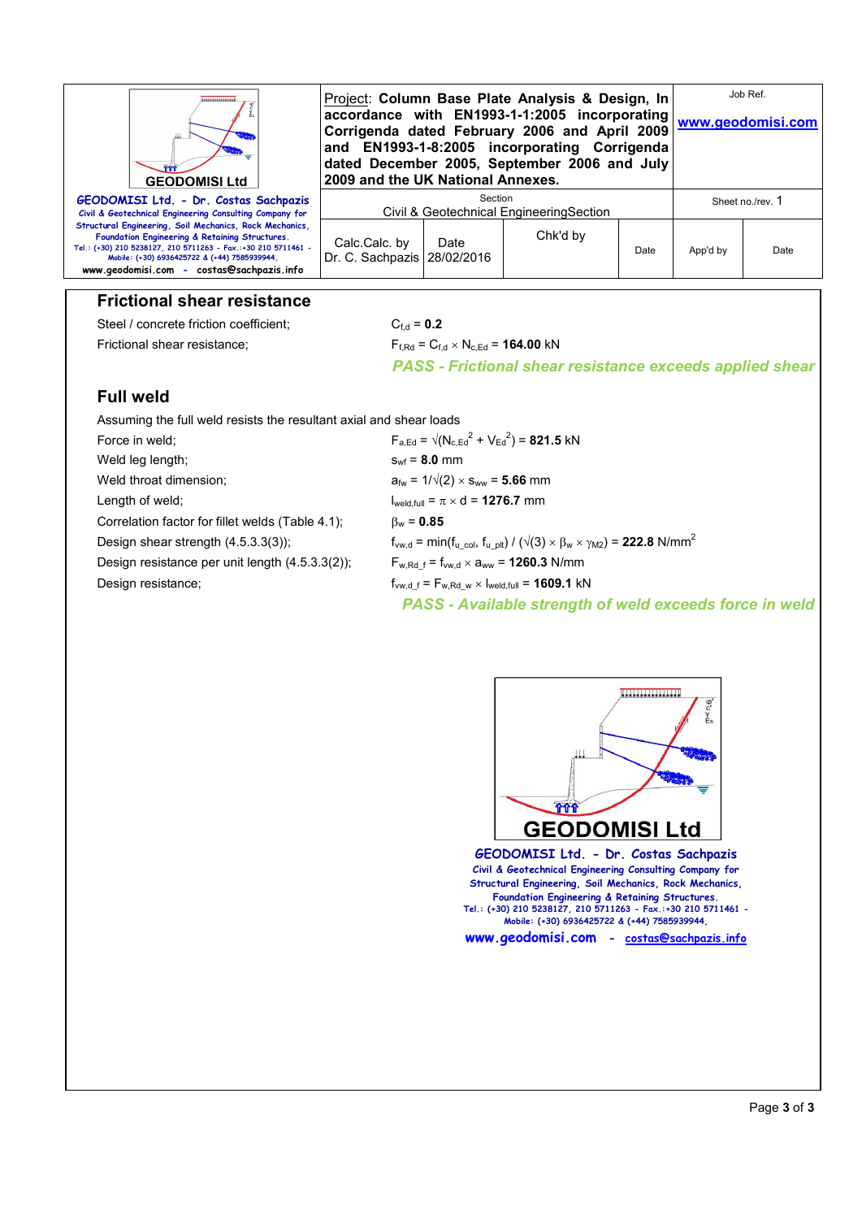| | Project: **Column Base Plate Analysis & Design, In accordance with EN1993-1-1:2005 incorporating Corrigenda dated February 2006 and April 2009 and EN1993-1-8:2005 incorporating Corrigenda dated December 2005, September 2006 and July 2009 and the UK National Annexes.** | | | Job Ref. www.geodomisi.com | |
|---|---|---|---|---|---|
| GEODOMISI Ltd. - Dr. Costas Sachpazis, Civil & Geotechnical Engineering Consulting Company for Structural Engineering, Soil Mechanics, Rock Mechanics, Foundation Engineering & Retaining Structures. Tel.: (+30) 210 5238127, 210 5711263 - Fax.:+30 210 5711461 - Mobile: (+30) 6936425722 & (+44) 7585939944, www.geodomisi.com - costas@sachpazis.info | Section: Civil & Geotechnical EngineeringSection | | | Sheet no./rev. 1 | |
| | Calc.Calc. by Dr. C. Sachpazis | Date 28/02/2016 | Chk'd by | Date | App'd by / Date |

## Frictional shear resistance

Steel / concrete friction coefficient; $C_{f,d}$ = **0.2**

Frictional shear resistance; $F_{f,Rd} = C_{f,d} \times N_{c,Ed}$ = **164.00** kN

***PASS - Frictional shear resistance exceeds applied shear***

## Full weld

Assuming the full weld resists the resultant axial and shear loads

Force in weld; $F_{a,Ed} = \sqrt{(N_{c,Ed}^2 + V_{Ed}^2)}$ = **821.5** kN

Weld leg length; $s_{wf}$ = **8.0** mm

Weld throat dimension; $a_{fw} = 1/\sqrt{(2)} \times s_{ww}$ = **5.66** mm

Length of weld; $l_{weld,full} = \pi \times d$ = **1276.7** mm

Correlation factor for fillet welds (Table 4.1); $\beta_w$ = **0.85**

Design shear strength (4.5.3.3(3)); $f_{vw,d} = \min(f_{u\_col}, f_{u\_plt}) / (\sqrt{(3)} \times \beta_w \times \gamma_{M2})$ = **222.8** N/mm$^2$

Design resistance per unit length (4.5.3.3(2)); $F_{w,Rd\_f} = f_{vw,d} \times a_{ww}$ = **1260.3** N/mm

Design resistance; $f_{vw,d\_f} = F_{w,Rd\_w} \times l_{weld,full}$ = **1609.1** kN

***PASS - Available strength of weld exceeds force in weld***

GEODOMISI Ltd

GEODOMISI Ltd. - Dr. Costas Sachpazis
Civil & Geotechnical Engineering Consulting Company for Structural Engineering, Soil Mechanics, Rock Mechanics, Foundation Engineering & Retaining Structures.
Tel.: (+30) 210 5238127, 210 5711263 - Fax.:+30 210 5711461 - Mobile: (+30) 6936425722 & (+44) 7585939944,
www.geodomisi.com - costas@sachpazis.info